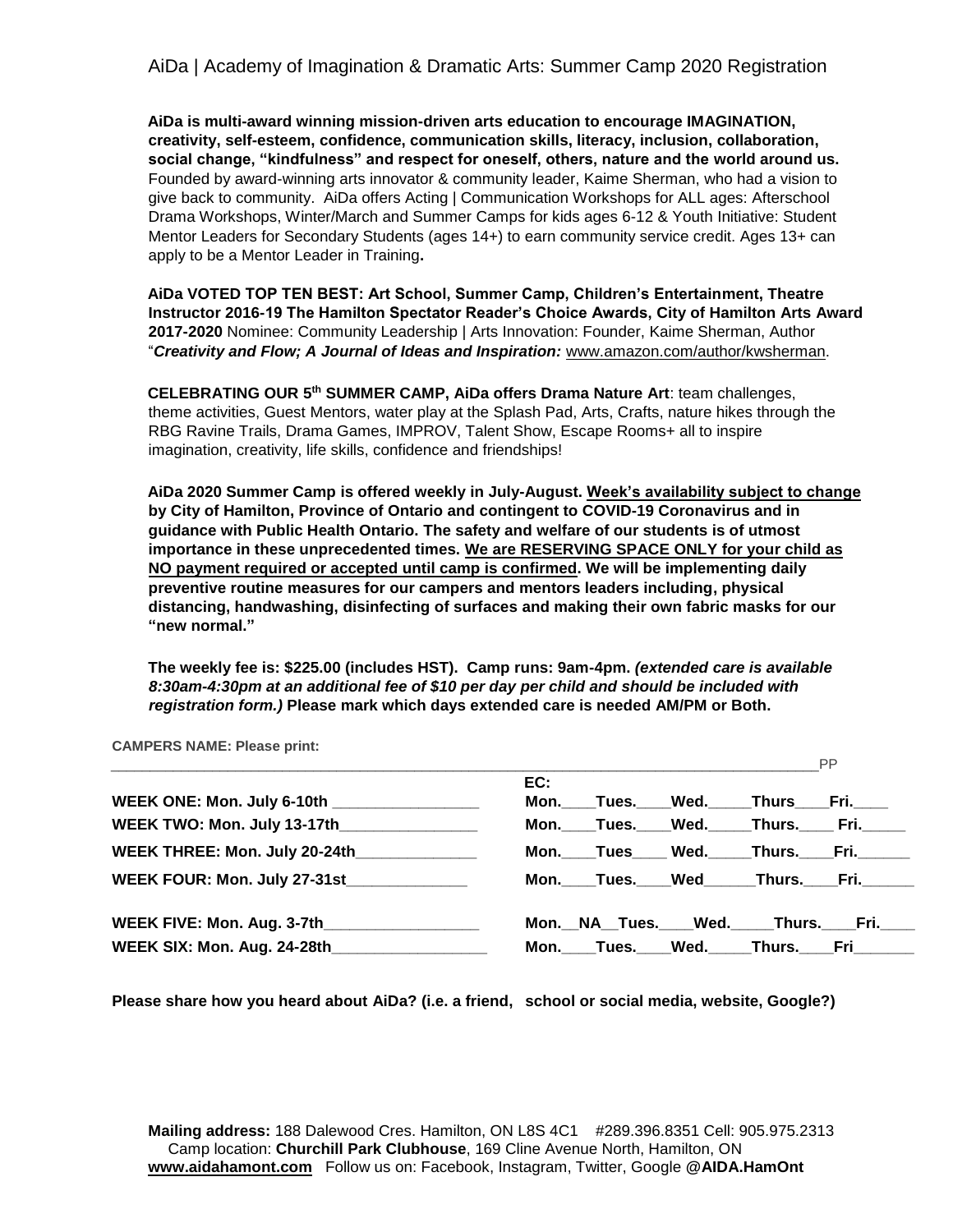# AiDa | Academy of Imagination & Dramatic Arts: Summer Camp 2020 Registration

**AiDa is multi-award winning mission-driven arts education to encourage IMAGINATION, creativity, self-esteem, confidence, communication skills, literacy, inclusion, collaboration, social change, "kindfulness" and respect for oneself, others, nature and the world around us.** Founded by award-winning arts innovator & community leader, Kaime Sherman, who had a vision to give back to community. AiDa offers Acting | Communication Workshops for ALL ages: Afterschool Drama Workshops, Winter/March and Summer Camps for kids ages 6-12 & Youth Initiative: Student Mentor Leaders for Secondary Students (ages 14+) to earn community service credit. Ages 13+ can apply to be a Mentor Leader in Training**.**

**AiDa VOTED TOP TEN BEST: Art School, Summer Camp, Children's Entertainment, Theatre Instructor 2016-19 The Hamilton Spectator Reader's Choice Awards, City of Hamilton Arts Award 2017-2020** Nominee: Community Leadership | Arts Innovation: Founder, Kaime Sherman, Author "***Creativity and Flow; A Journal of Ideas and Inspiration:*** www.amazon.com/author/kwsherman.

**CELEBRATING OUR 5th SUMMER CAMP, AiDa offers Drama Nature Art**: team challenges, theme activities, Guest Mentors, water play at the Splash Pad, Arts, Crafts, nature hikes through the RBG Ravine Trails, Drama Games, IMPROV, Talent Show, Escape Rooms+ all to inspire imagination, creativity, life skills, confidence and friendships!

**AiDa 2020 Summer Camp is offered weekly in July-August. <u>Week's availability subject to change</u> by City of Hamilton, Province of Ontario and contingent to COVID-19 Coronavirus and in guidance with Public Health Ontario. The safety and welfare of our students is of utmost importance in these unprecedented times. <u>We are RESERVING SPACE ONLY for your child as NO payment required or accepted until camp is confirmed</u>. We will be implementing daily preventive routine measures for our campers and mentors leaders including, physical distancing, handwashing, disinfecting of surfaces and making their own fabric masks for our "new normal."**

**The weekly fee is: $225.00 (includes HST). Camp runs: 9am-4pm.** ***(extended care is available 8:30am-4:30pm at an additional fee of $10 per day per child and should be included with registration form.)*** **Please mark which days extended care is needed AM/PM or Both.**

**CAMPERS NAME: Please print:**

______________________________________________________________________________PP

| | EC: |
|---|---|
| **WEEK ONE: Mon. July 6-10th** ________________ | **Mon.\_\_\_\_Tues.\_\_\_\_Wed.\_\_\_\_\_Thurs\_\_\_\_Fri.\_\_\_\_** |
| **WEEK TWO: Mon. July 13-17th** ________________ | **Mon.\_\_\_\_Tues.\_\_\_\_Wed.\_\_\_\_\_Thurs.\_\_\_\_ Fri.\_\_\_\_\_** |
| **WEEK THREE: Mon. July 20-24th** ______________ | **Mon.\_\_\_\_Tues\_\_\_\_ Wed.\_\_\_\_\_Thurs.\_\_\_\_Fri.\_\_\_\_\_\_** |
| **WEEK FOUR: Mon. July 27-31st** ______________ | **Mon.\_\_\_\_Tues.\_\_\_\_Wed\_\_\_\_\_\_Thurs.\_\_\_\_Fri.\_\_\_\_\_\_** |
| **WEEK FIVE: Mon. Aug. 3-7th** ________________ | **Mon.\_\_NA\_\_Tues.\_\_\_\_Wed.\_\_\_\_\_Thurs.\_\_\_\_Fri.\_\_\_\_** |
| **WEEK SIX: Mon. Aug. 24-28th** ________________ | **Mon.\_\_\_\_Tues.\_\_\_\_Wed.\_\_\_\_\_Thurs.\_\_\_\_Fri\_\_\_\_\_\_\_** |

**Please share how you heard about AiDa? (i.e. a friend, school or social media, website, Google?)**

**Mailing address:** 188 Dalewood Cres. Hamilton, ON L8S 4C1 #289.396.8351 Cell: 905.975.2313
Camp location: **Churchill Park Clubhouse**, 169 Cline Avenue North, Hamilton, ON
**www.aidahamont.com** Follow us on: Facebook, Instagram, Twitter, Google **@AIDA.HamOnt**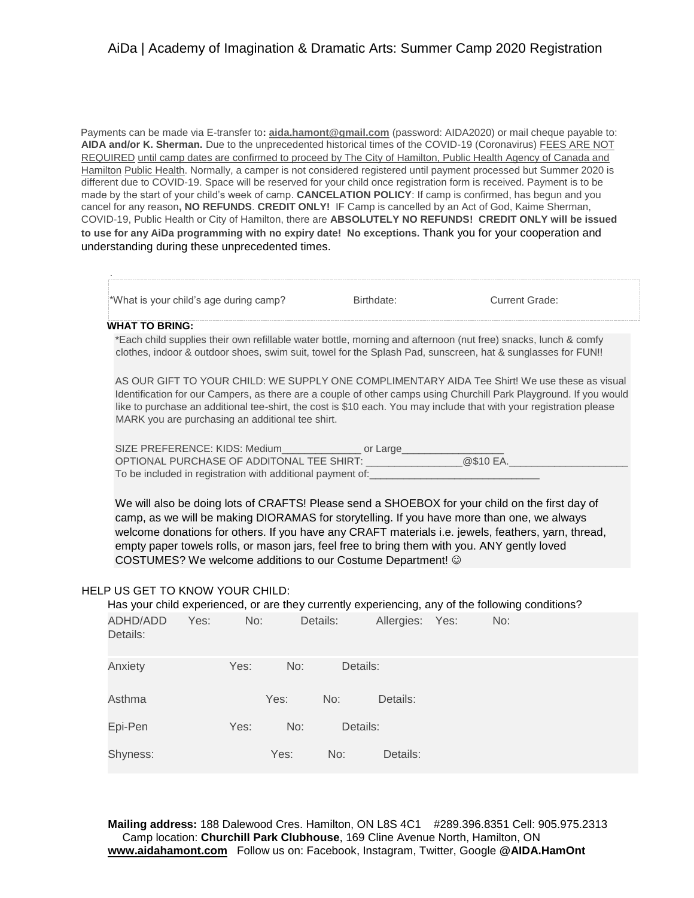AiDa | Academy of Imagination & Dramatic Arts: Summer Camp 2020 Registration

Payments can be made via E-transfer to: **aida.hamont@gmail.com** (password: AIDA2020) or mail cheque payable to: **AIDA and/or K. Sherman.** Due to the unprecedented historical times of the COVID-19 (Coronavirus) FEES ARE NOT REQUIRED until camp dates are confirmed to proceed by The City of Hamilton, Public Health Agency of Canada and Hamilton Public Health. Normally, a camper is not considered registered until payment processed but Summer 2020 is different due to COVID-19. Space will be reserved for your child once registration form is received. Payment is to be made by the start of your child's week of camp. **CANCELATION POLICY**: If camp is confirmed, has begun and you cancel for any reason**, NO REFUNDS**. **CREDIT ONLY!** IF Camp is cancelled by an Act of God, Kaime Sherman, COVID-19, Public Health or City of Hamilton, there are **ABSOLUTELY NO REFUNDS! CREDIT ONLY will be issued to use for any AiDa programming with no expiry date! No exceptions.** Thank you for your cooperation and understanding during these unprecedented times.

.

*What is your child's age during camp? Birthdate: Current Grade:

**WHAT TO BRING:**

*Each child supplies their own refillable water bottle, morning and afternoon (nut free) snacks, lunch & comfy clothes, indoor & outdoor shoes, swim suit, towel for the Splash Pad, sunscreen, hat & sunglasses for FUN!!

AS OUR GIFT TO YOUR CHILD: WE SUPPLY ONE COMPLIMENTARY AIDA Tee Shirt! We use these as visual Identification for our Campers, as there are a couple of other camps using Churchill Park Playground. If you would like to purchase an additional tee-shirt, the cost is $10 each. You may include that with your registration please MARK you are purchasing an additional tee shirt.

SIZE PREFERENCE: KIDS: Medium______________ or Large__________________
OPTIONAL PURCHASE OF ADDITONAL TEE SHIRT: _________________@$10 EA._____________________
To be included in registration with additional payment of:______________________________

We will also be doing lots of CRAFTS! Please send a SHOEBOX for your child on the first day of camp, as we will be making DIORAMAS for storytelling. If you have more than one, we always welcome donations for others. If you have any CRAFT materials i.e. jewels, feathers, yarn, thread, empty paper towels rolls, or mason jars, feel free to bring them with you. ANY gently loved COSTUMES? We welcome additions to our Costume Department! ☺

HELP US GET TO KNOW YOUR CHILD:

Has your child experienced, or are they currently experiencing, any of the following conditions?

ADHD/ADD Yes: No: Details: Allergies: Yes: No:
Details:

Anxiety Yes: No: Details:

Asthma Yes: No: Details:

Epi-Pen Yes: No: Details:

Shyness: Yes: No: Details:

**Mailing address:** 188 Dalewood Cres. Hamilton, ON L8S 4C1 #289.396.8351 Cell: 905.975.2313
Camp location: **Churchill Park Clubhouse**, 169 Cline Avenue North, Hamilton, ON
**www.aidahamont.com** Follow us on: Facebook, Instagram, Twitter, Google **@AIDA.HamOnt**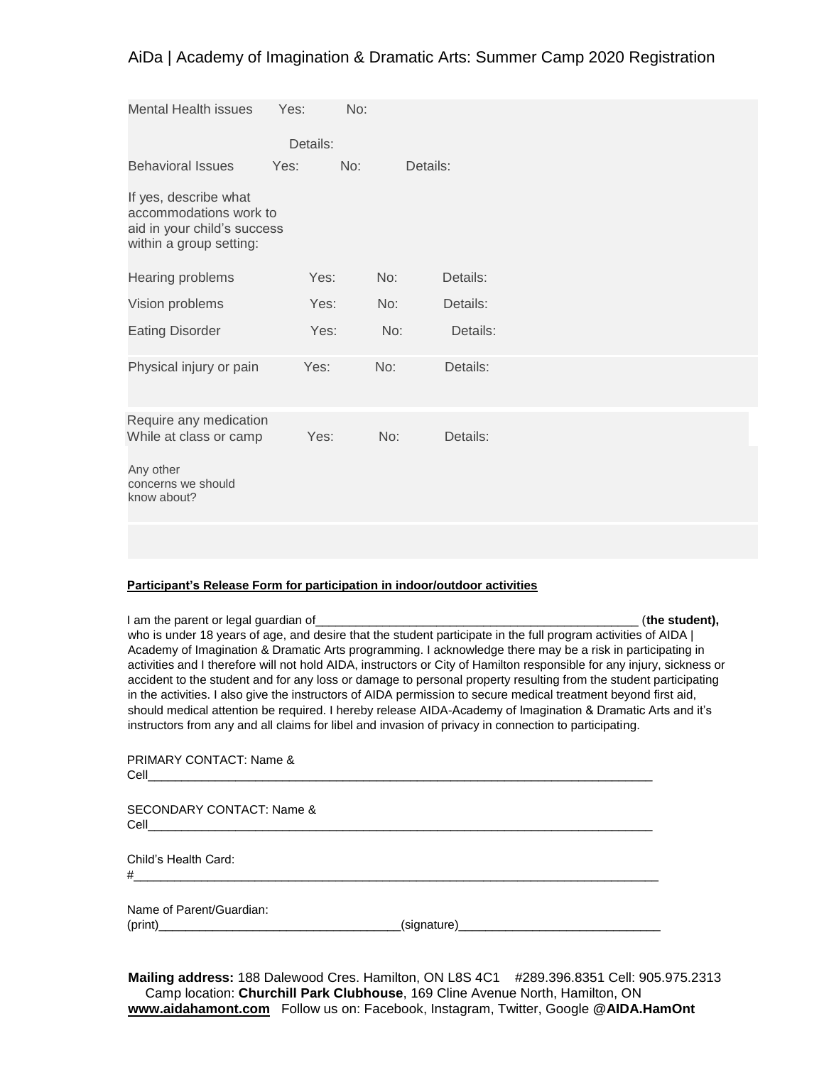| | | | |
|---|---|---|---|
| Mental Health issues | Yes: | No: | |
| | Details: | | |
| Behavioral Issues | Yes: | No: | Details: |
| If yes, describe what accommodations work to aid in your child's success within a group setting: | | | |
| Hearing problems | Yes: | No: | Details: |
| Vision problems | Yes: | No: | Details: |
| Eating Disorder | Yes: | No: | Details: |
| Physical injury or pain | Yes: | No: | Details: |
| Require any medication While at class or camp | Yes: | No: | Details: |
| Any other concerns we should know about? | | | |

**Participant's Release Form for participation in indoor/outdoor activities**

I am the parent or legal guardian of_______________________________________________ (**the student),** who is under 18 years of age, and desire that the student participate in the full program activities of AIDA | Academy of Imagination & Dramatic Arts programming. I acknowledge there may be a risk in participating in activities and I therefore will not hold AIDA, instructors or City of Hamilton responsible for any injury, sickness or accident to the student and for any loss or damage to personal property resulting from the student participating in the activities. I also give the instructors of AIDA permission to secure medical treatment beyond first aid, should medical attention be required. I hereby release AIDA-Academy of Imagination & Dramatic Arts and it's instructors from any and all claims for libel and invasion of privacy in connection to participating.

PRIMARY CONTACT: Name & Cell_____________________________________________________________________________

SECONDARY CONTACT: Name & Cell_____________________________________________________________________________

Child's Health Card: #_______________________________________________________________________________

Name of Parent/Guardian: (print)____________________________________(signature)______________________________

**Mailing address:** 188 Dalewood Cres. Hamilton, ON L8S 4C1 #289.396.8351 Cell: 905.975.2313
Camp location: **Churchill Park Clubhouse**, 169 Cline Avenue North, Hamilton, ON
**www.aidahamont.com** Follow us on: Facebook, Instagram, Twitter, Google **@AIDA.HamOnt**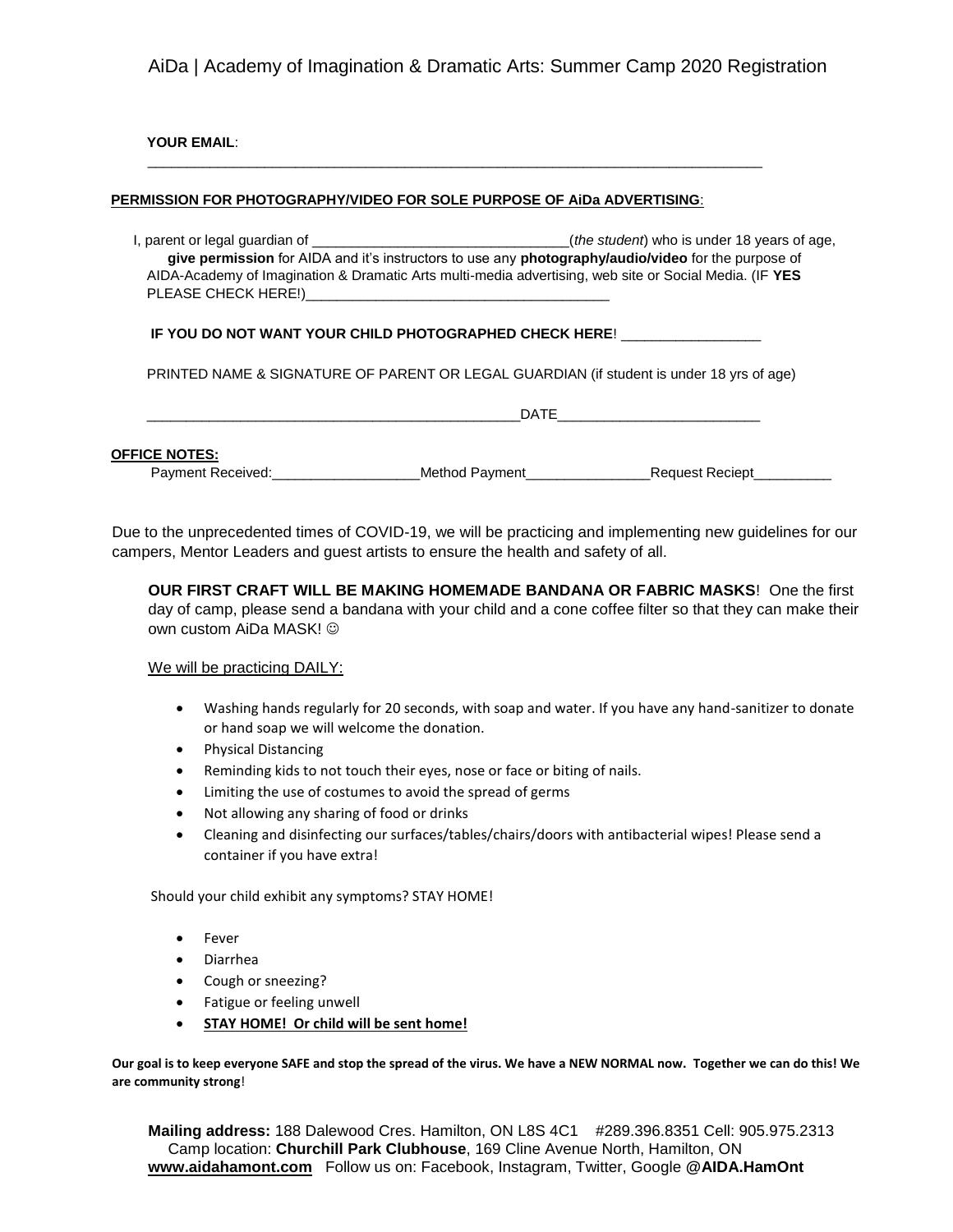AiDa | Academy of Imagination & Dramatic Arts: Summer Camp 2020 Registration

**YOUR EMAIL**:

_______________________________________________________________________________

**PERMISSION FOR PHOTOGRAPHY/VIDEO FOR SOLE PURPOSE OF AiDa ADVERTISING**:

I, parent or legal guardian of _________________________________(*the student*) who is under 18 years of age, **give permission** for AIDA and it's instructors to use any **photography/audio/video** for the purpose of AIDA-Academy of Imagination & Dramatic Arts multi-media advertising, web site or Social Media. (IF **YES** PLEASE CHECK HERE!)_________________________________________

**IF YOU DO NOT WANT YOUR CHILD PHOTOGRAPHED CHECK HERE**! __________________

PRINTED NAME & SIGNATURE OF PARENT OR LEGAL GUARDIAN (if student is under 18 yrs of age)

________________________________________________DATE__________________________

**OFFICE NOTES:**

Payment Received:___________________Method Payment________________Request Reciept__________

Due to the unprecedented times of COVID-19, we will be practicing and implementing new guidelines for our campers, Mentor Leaders and guest artists to ensure the health and safety of all.

**OUR FIRST CRAFT WILL BE MAKING HOMEMADE BANDANA OR FABRIC MASKS**! One the first day of camp, please send a bandana with your child and a cone coffee filter so that they can make their own custom AiDa MASK! ☺

We will be practicing DAILY:

- Washing hands regularly for 20 seconds, with soap and water. If you have any hand-sanitizer to donate or hand soap we will welcome the donation.
- Physical Distancing
- Reminding kids to not touch their eyes, nose or face or biting of nails.
- Limiting the use of costumes to avoid the spread of germs
- Not allowing any sharing of food or drinks
- Cleaning and disinfecting our surfaces/tables/chairs/doors with antibacterial wipes! Please send a container if you have extra!

Should your child exhibit any symptoms? STAY HOME!

- Fever
- Diarrhea
- Cough or sneezing?
- Fatigue or feeling unwell
- **STAY HOME! Or child will be sent home!**

**Our goal is to keep everyone SAFE and stop the spread of the virus. We have a NEW NORMAL now. Together we can do this! We are community strong**!

**Mailing address:** 188 Dalewood Cres. Hamilton, ON L8S 4C1 #289.396.8351 Cell: 905.975.2313
Camp location: **Churchill Park Clubhouse**, 169 Cline Avenue North, Hamilton, ON
**www.aidahamont.com** Follow us on: Facebook, Instagram, Twitter, Google **@AIDA.HamOnt**